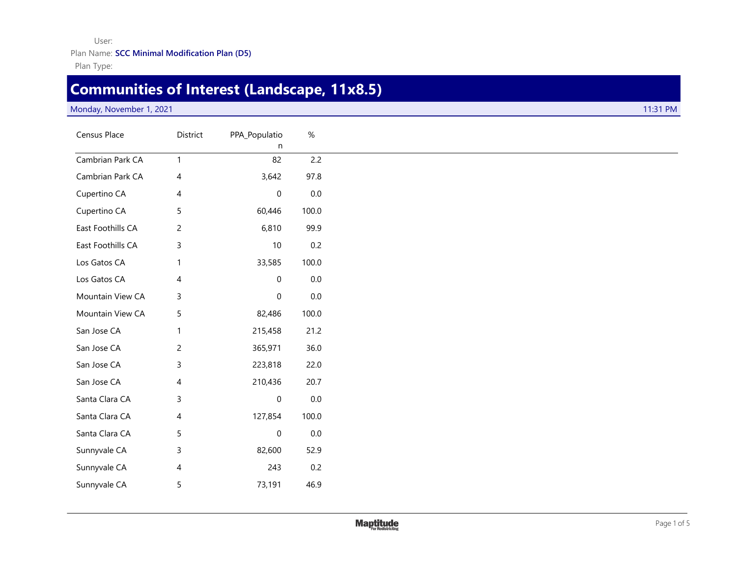User:

Plan Name: **SCC Minimal Modification Plan (D5)**

Plan Type:

# Communities of Interest (Landscape, 11x8.5)

Monday, November 1, 2021 11:31 PM

| Census Place | District | PPA_Population | % |
|---|---|---|---|
| Cambrian Park CA | 1 | 82 | 2.2 |
| Cambrian Park CA | 4 | 3,642 | 97.8 |
| Cupertino CA | 4 | 0 | 0.0 |
| Cupertino CA | 5 | 60,446 | 100.0 |
| East Foothills CA | 2 | 6,810 | 99.9 |
| East Foothills CA | 3 | 10 | 0.2 |
| Los Gatos CA | 1 | 33,585 | 100.0 |
| Los Gatos CA | 4 | 0 | 0.0 |
| Mountain View CA | 3 | 0 | 0.0 |
| Mountain View CA | 5 | 82,486 | 100.0 |
| San Jose CA | 1 | 215,458 | 21.2 |
| San Jose CA | 2 | 365,971 | 36.0 |
| San Jose CA | 3 | 223,818 | 22.0 |
| San Jose CA | 4 | 210,436 | 20.7 |
| Santa Clara CA | 3 | 0 | 0.0 |
| Santa Clara CA | 4 | 127,854 | 100.0 |
| Santa Clara CA | 5 | 0 | 0.0 |
| Sunnyvale CA | 3 | 82,600 | 52.9 |
| Sunnyvale CA | 4 | 243 | 0.2 |
| Sunnyvale CA | 5 | 73,191 | 46.9 |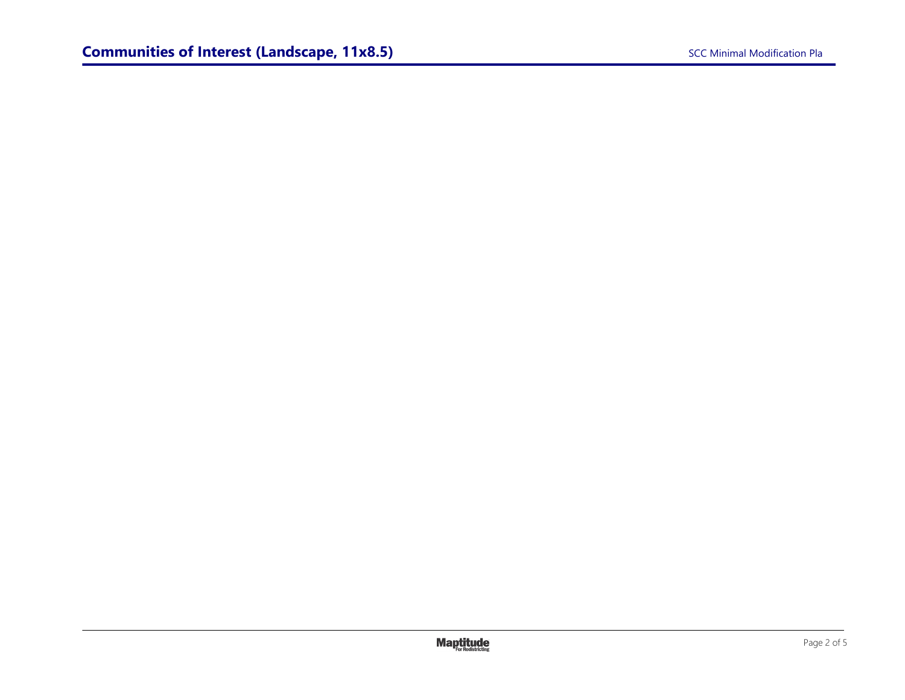# Communities of Interest (Landscape, 11x8.5)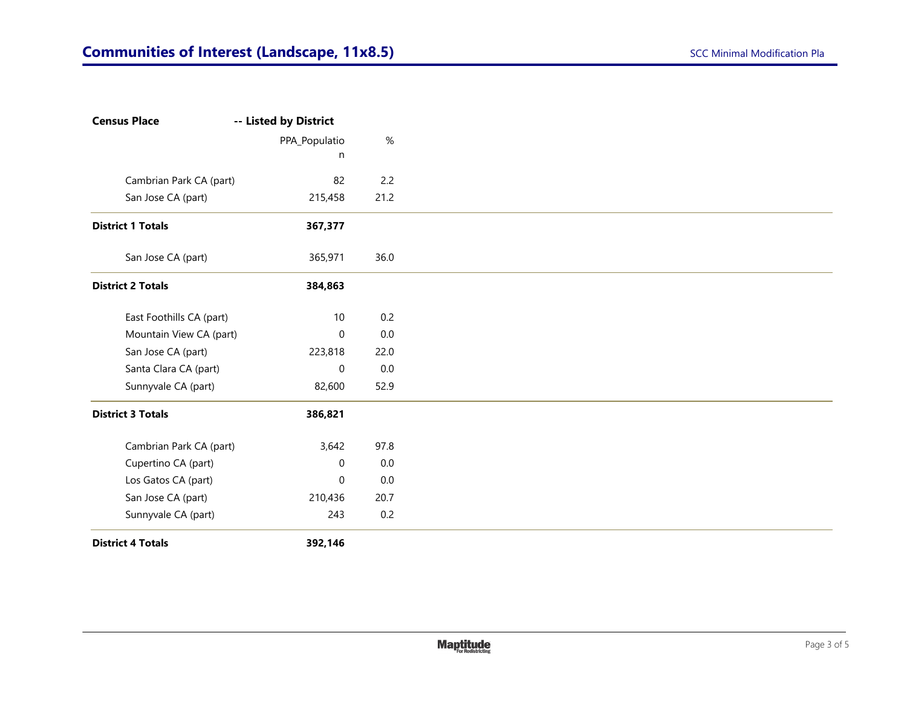## Communities of Interest (Landscape, 11x8.5)

SCC Minimal Modification Pla

| Census Place | -- Listed by District | |
|---|---|---|
| | PPA_Population | % |
| Cambrian Park CA (part) | 82 | 2.2 |
| San Jose CA (part) | 215,458 | 21.2 |
| **District 1 Totals** | **367,377** | |
| San Jose CA (part) | 365,971 | 36.0 |
| **District 2 Totals** | **384,863** | |
| East Foothills CA (part) | 10 | 0.2 |
| Mountain View CA (part) | 0 | 0.0 |
| San Jose CA (part) | 223,818 | 22.0 |
| Santa Clara CA (part) | 0 | 0.0 |
| Sunnyvale CA (part) | 82,600 | 52.9 |
| **District 3 Totals** | **386,821** | |
| Cambrian Park CA (part) | 3,642 | 97.8 |
| Cupertino CA (part) | 0 | 0.0 |
| Los Gatos CA (part) | 0 | 0.0 |
| San Jose CA (part) | 210,436 | 20.7 |
| Sunnyvale CA (part) | 243 | 0.2 |
| **District 4 Totals** | **392,146** | |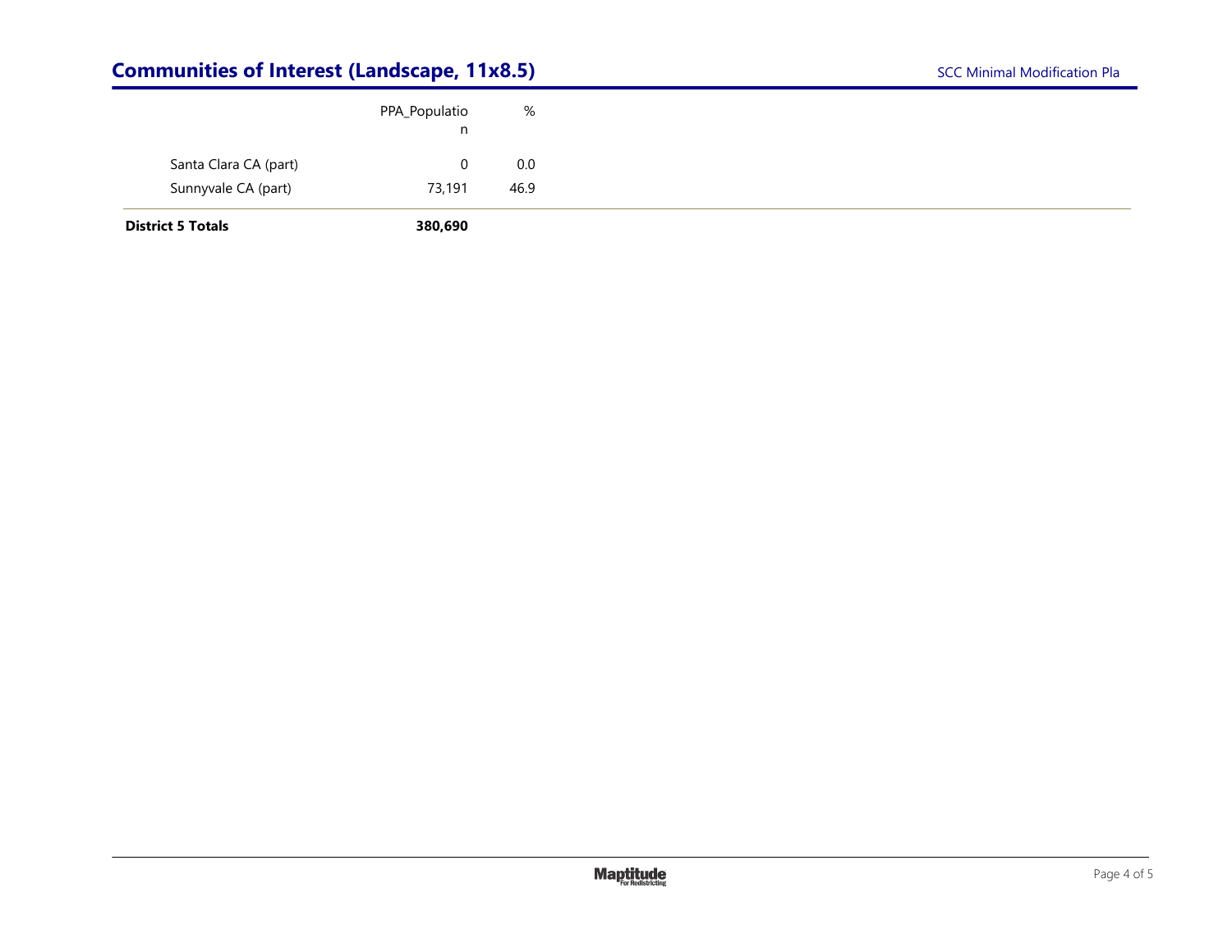| | PPA_Population | % |
|---|---|---|
| Santa Clara CA (part) | 0 | 0.0 |
| Sunnyvale CA (part) | 73,191 | 46.9 |
| **District 5 Totals** | **380,690** | |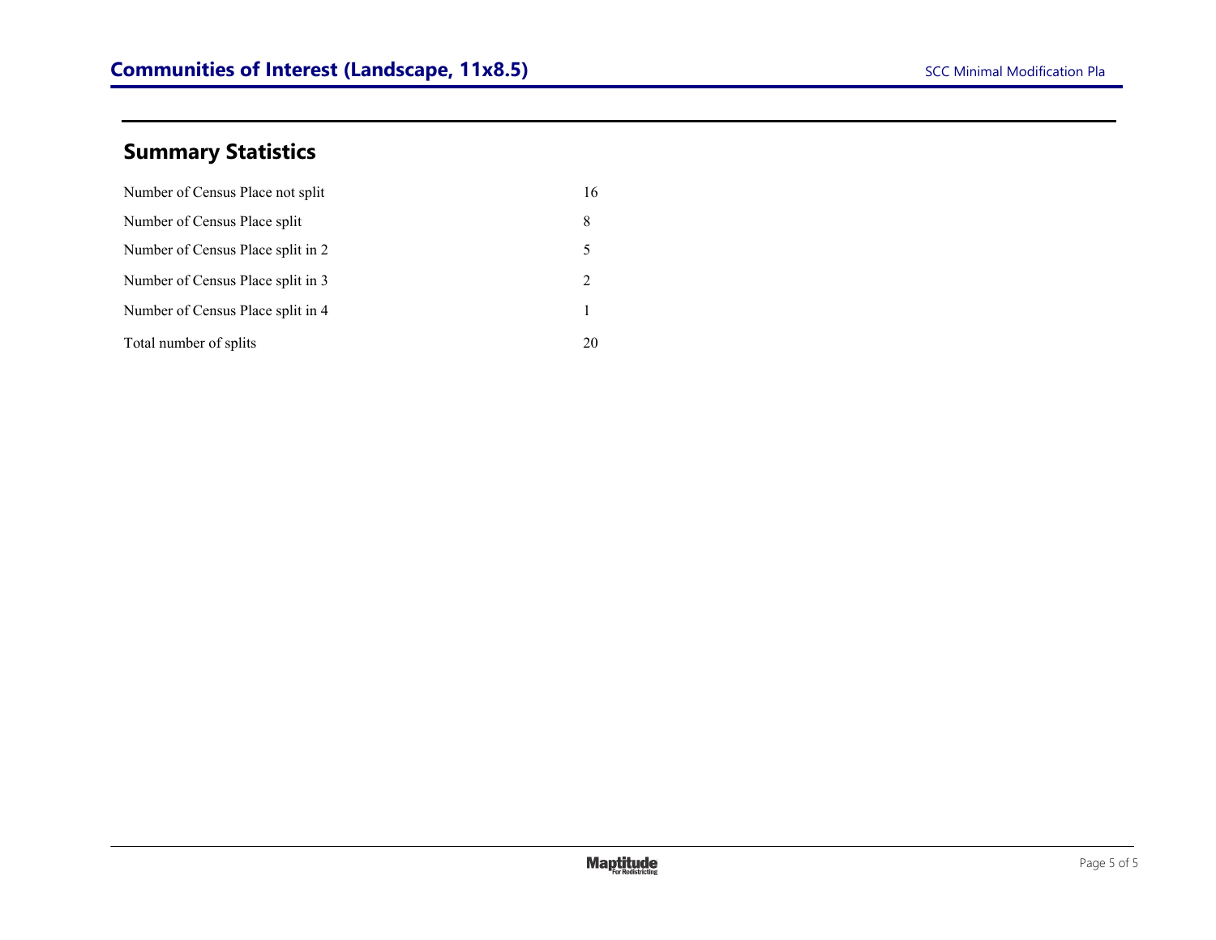## Summary Statistics

| | |
|---|---|
| Number of Census Place not split | 16 |
| Number of Census Place split | 8 |
| Number of Census Place split in 2 | 5 |
| Number of Census Place split in 3 | 2 |
| Number of Census Place split in 4 | 1 |
| Total number of splits | 20 |